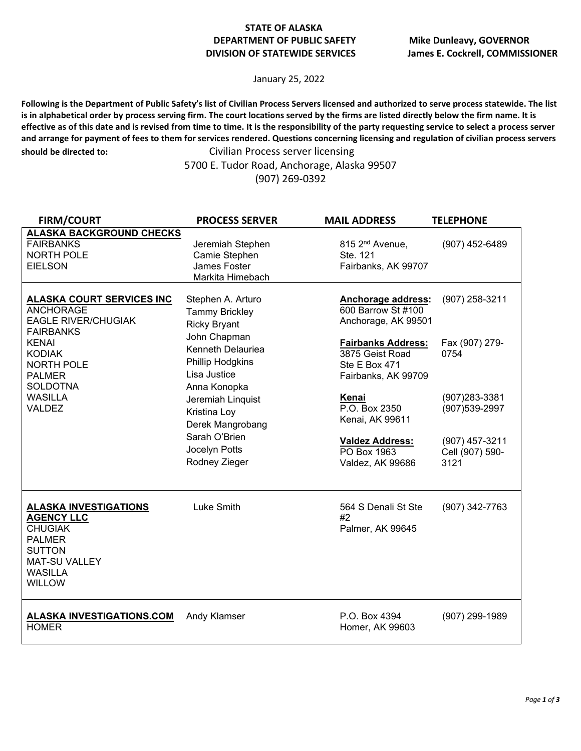**STATE OF ALASKA**
**DEPARTMENT OF PUBLIC SAFETY**
**DIVISION OF STATEWIDE SERVICES**

**Mike Dunleavy, GOVERNOR**
**James E. Cockrell, COMMISSIONER**

January 25, 2022

**Following is the Department of Public Safety's list of Civilian Process Servers licensed and authorized to serve process statewide. The list is in alphabetical order by process serving firm. The court locations served by the firms are listed directly below the firm name. It is effective as of this date and is revised from time to time. It is the responsibility of the party requesting service to select a process server and arrange for payment of fees to them for services rendered. Questions concerning licensing and regulation of civilian process servers should be directed to:**

Civilian Process server licensing
5700 E. Tudor Road, Anchorage, Alaska 99507
(907) 269-0392

| FIRM/COURT | PROCESS SERVER | MAIL ADDRESS | TELEPHONE |
|---|---|---|---|
| **ALASKA BACKGROUND CHECKS**<br>FAIRBANKS<br>NORTH POLE<br>EIELSON | Jeremiah Stephen<br>Camie Stephen<br>James Foster<br>Markita Himebach | 815 2nd Avenue,<br>Ste. 121<br>Fairbanks, AK 99707 | (907) 452-6489 |
| **ALASKA COURT SERVICES INC**<br>ANCHORAGE<br>EAGLE RIVER/CHUGIAK<br>FAIRBANKS<br>KENAI<br>KODIAK<br>NORTH POLE<br>PALMER<br>SOLDOTNA<br>WASILLA<br>VALDEZ | Stephen A. Arturo<br>Tammy Brickley<br>Ricky Bryant<br>John Chapman<br>Kenneth Delauriea<br>Phillip Hodgkins<br>Lisa Justice<br>Anna Konopka<br>Jeremiah Linquist<br>Kristina Loy<br>Derek Mangrobang<br>Sarah O'Brien<br>Jocelyn Potts<br>Rodney Zieger | **Anchorage address:**<br>600 Barrow St #100<br>Anchorage, AK 99501<br><br>**Fairbanks Address:**<br>3875 Geist Road<br>Ste E Box 471<br>Fairbanks, AK 99709<br><br>**Kenai**<br>P.O. Box 2350<br>Kenai, AK 99611<br><br>**Valdez Address:**<br>PO Box 1963<br>Valdez, AK 99686 | (907) 258-3211<br><br>Fax (907) 279-0754<br><br>(907)283-3381<br>(907)539-2997<br><br>(907) 457-3211<br>Cell (907) 590-3121 |
| **ALASKA INVESTIGATIONS AGENCY LLC**<br>CHUGIAK<br>PALMER<br>SUTTON<br>MAT-SU VALLEY<br>WASILLA<br>WILLOW | Luke Smith | 564 S Denali St Ste #2<br>Palmer, AK 99645 | (907) 342-7763 |
| **ALASKA INVESTIGATIONS.COM**<br>HOMER | Andy Klamser | P.O. Box 4394<br>Homer, AK 99603 | (907) 299-1989 |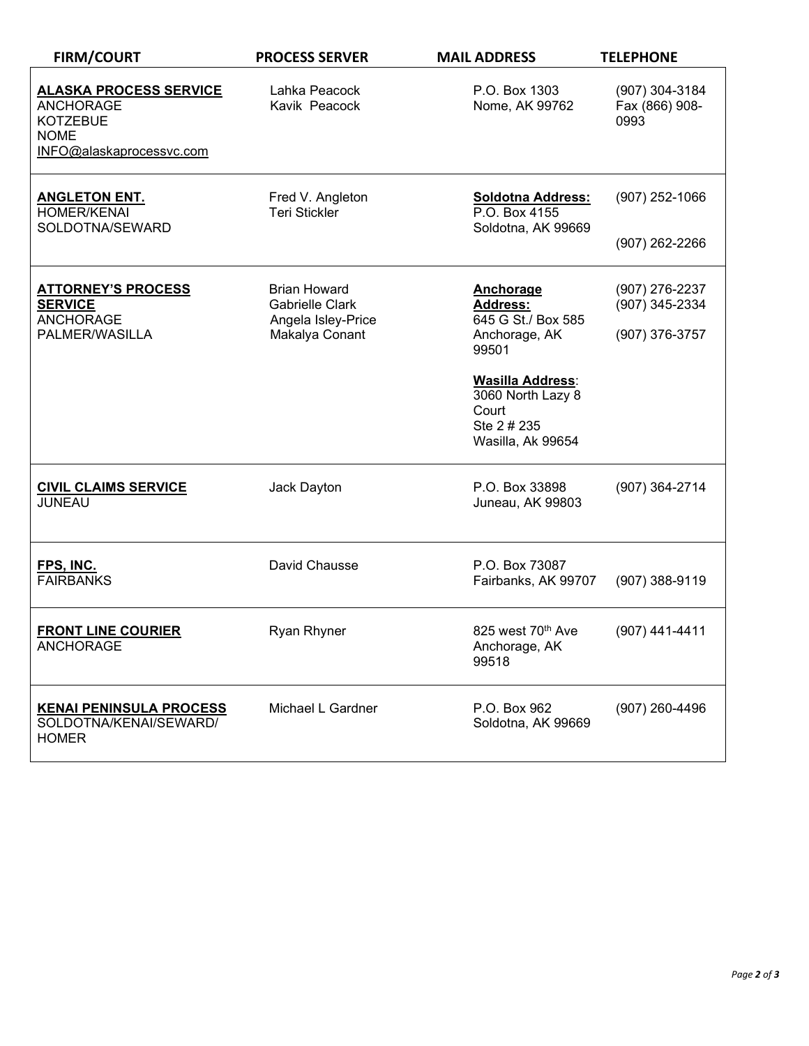| FIRM/COURT | PROCESS SERVER | MAIL ADDRESS | TELEPHONE |
|---|---|---|---|
| **ALASKA PROCESS SERVICE**<br>ANCHORAGE<br>KOTZEBUE<br>NOME<br>INFO@alaskaprocessvc.com | Lahka Peacock<br>Kavik Peacock | P.O. Box 1303<br>Nome, AK 99762 | (907) 304-3184<br>Fax (866) 908-0993 |
| **ANGLETON ENT.**<br>HOMER/KENAI<br>SOLDOTNA/SEWARD | Fred V. Angleton<br>Teri Stickler | **Soldotna Address:**<br>P.O. Box 4155<br>Soldotna, AK 99669 | (907) 252-1066<br><br>(907) 262-2266 |
| **ATTORNEY'S PROCESS SERVICE**<br>ANCHORAGE<br>PALMER/WASILLA | Brian Howard<br>Gabrielle Clark<br>Angela Isley-Price<br>Makalya Conant | **Anchorage Address:**<br>645 G St./ Box 585<br>Anchorage, AK 99501<br><br>**Wasilla Address**:<br>3060 North Lazy 8 Court<br>Ste 2 # 235<br>Wasilla, Ak 99654 | (907) 276-2237<br>(907) 345-2334<br><br>(907) 376-3757 |
| **CIVIL CLAIMS SERVICE**<br>JUNEAU | Jack Dayton | P.O. Box 33898<br>Juneau, AK 99803 | (907) 364-2714 |
| **FPS, INC.**<br>FAIRBANKS | David Chausse | P.O. Box 73087<br>Fairbanks, AK 99707 | (907) 388-9119 |
| **FRONT LINE COURIER**<br>ANCHORAGE | Ryan Rhyner | 825 west 70th Ave<br>Anchorage, AK 99518 | (907) 441-4411 |
| **KENAI PENINSULA PROCESS**<br>SOLDOTNA/KENAI/SEWARD/<br>HOMER | Michael L Gardner | P.O. Box 962<br>Soldotna, AK 99669 | (907) 260-4496 |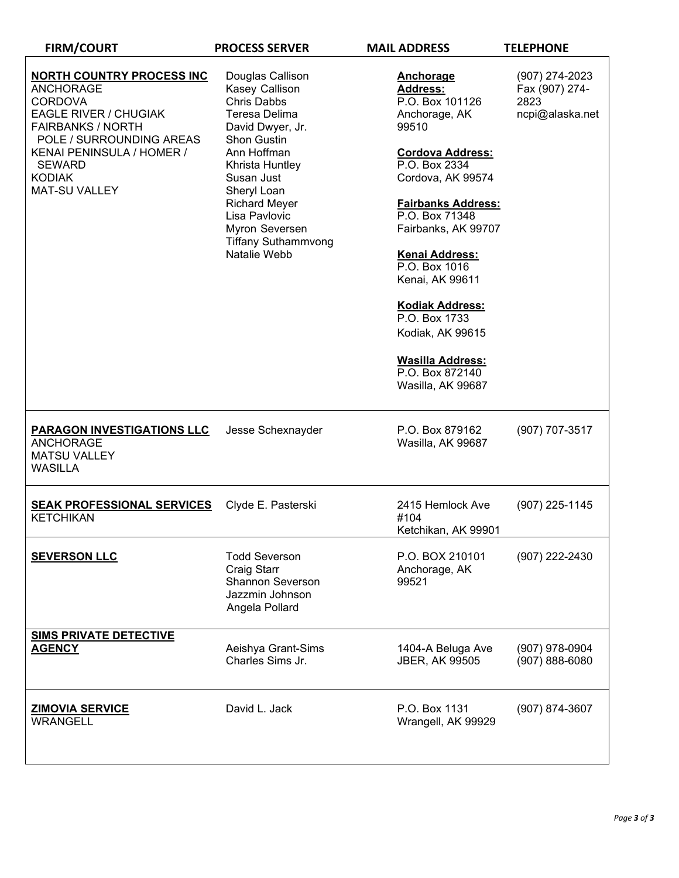| FIRM/COURT | PROCESS SERVER | MAIL ADDRESS | TELEPHONE |
|---|---|---|---|
| **NORTH COUNTRY PROCESS INC**<br>ANCHORAGE<br>CORDOVA<br>EAGLE RIVER / CHUGIAK<br>FAIRBANKS / NORTH POLE / SURROUNDING AREAS<br>KENAI PENINSULA / HOMER / SEWARD<br>KODIAK<br>MAT-SU VALLEY | Douglas Callison<br>Kasey Callison<br>Chris Dabbs<br>Teresa Delima<br>David Dwyer, Jr.<br>Shon Gustin<br>Ann Hoffman<br>Khrista Huntley<br>Susan Just<br>Sheryl Loan<br>Richard Meyer<br>Lisa Pavlovic<br>Myron Seversen<br>Tiffany Suthammvong<br>Natalie Webb | **Anchorage Address:**<br>P.O. Box 101126<br>Anchorage, AK 99510<br><br>**Cordova Address:**<br>P.O. Box 2334<br>Cordova, AK 99574<br><br>**Fairbanks Address:**<br>P.O. Box 71348<br>Fairbanks, AK 99707<br><br>**Kenai Address:**<br>P.O. Box 1016<br>Kenai, AK 99611<br><br>**Kodiak Address:**<br>P.O. Box 1733<br>Kodiak, AK 99615<br><br>**Wasilla Address:**<br>P.O. Box 872140<br>Wasilla, AK 99687 | (907) 274-2023<br>Fax (907) 274-2823<br>ncpi@alaska.net |
| **PARAGON INVESTIGATIONS LLC**<br>ANCHORAGE<br>MATSU VALLEY<br>WASILLA | Jesse Schexnayder | P.O. Box 879162<br>Wasilla, AK 99687 | (907) 707-3517 |
| **SEAK PROFESSIONAL SERVICES**<br>KETCHIKAN | Clyde E. Pasterski | 2415 Hemlock Ave #104<br>Ketchikan, AK 99901 | (907) 225-1145 |
| **SEVERSON LLC** | Todd Severson<br>Craig Starr<br>Shannon Severson<br>Jazzmin Johnson<br>Angela Pollard | P.O. BOX 210101<br>Anchorage, AK 99521 | (907) 222-2430 |
| **SIMS PRIVATE DETECTIVE AGENCY** | Aeishya Grant-Sims<br>Charles Sims Jr. | 1404-A Beluga Ave<br>JBER, AK 99505 | (907) 978-0904<br>(907) 888-6080 |
| **ZIMOVIA SERVICE**<br>WRANGELL | David L. Jack | P.O. Box 1131<br>Wrangell, AK 99929 | (907) 874-3607 |